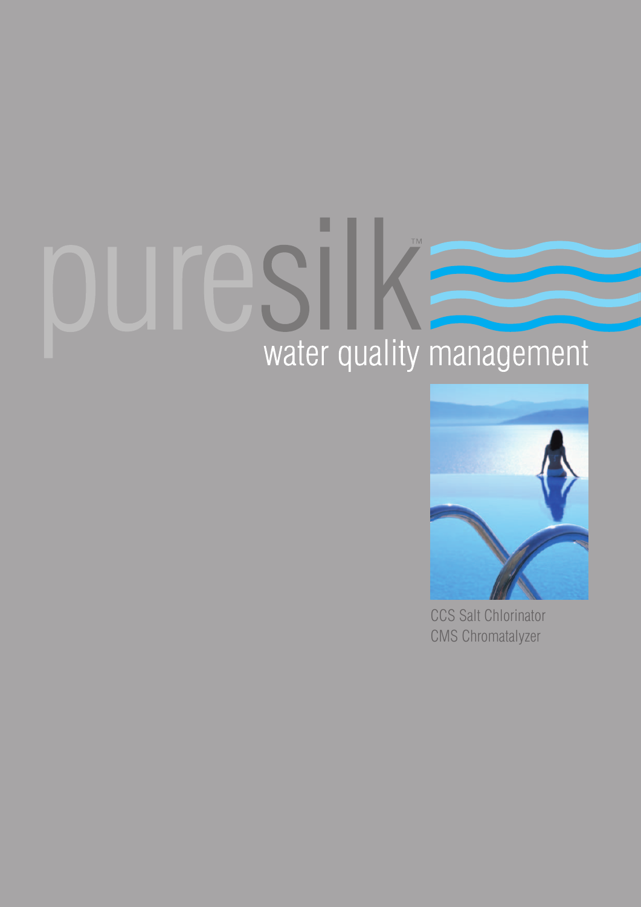# puresilk™

## water quality management

CCS Salt Chlorinator
CMS Chromatalyzer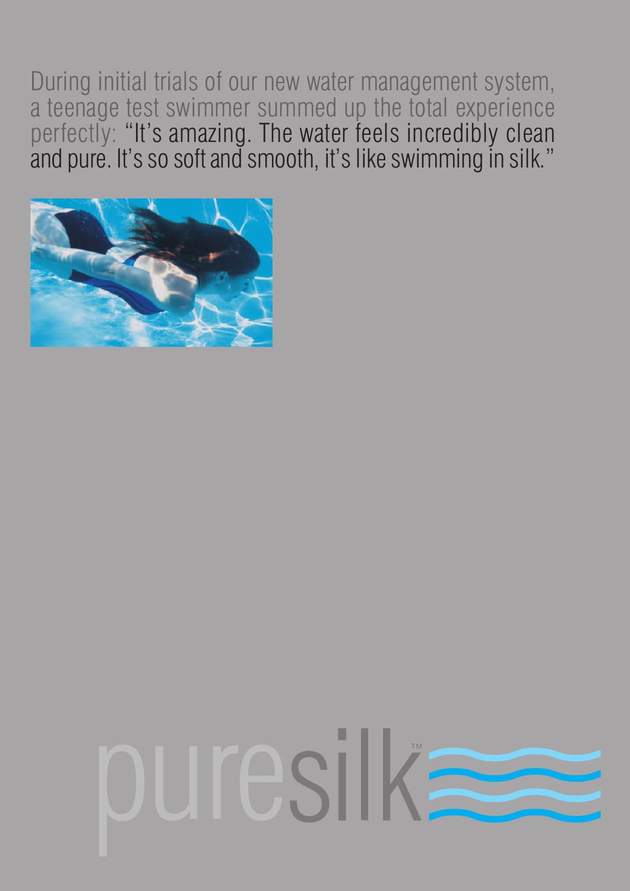During initial trials of our new water management system, a teenage test swimmer summed up the total experience perfectly: "It's amazing. The water feels incredibly clean and pure. It's so soft and smooth, it's like swimming in silk."

puresilk™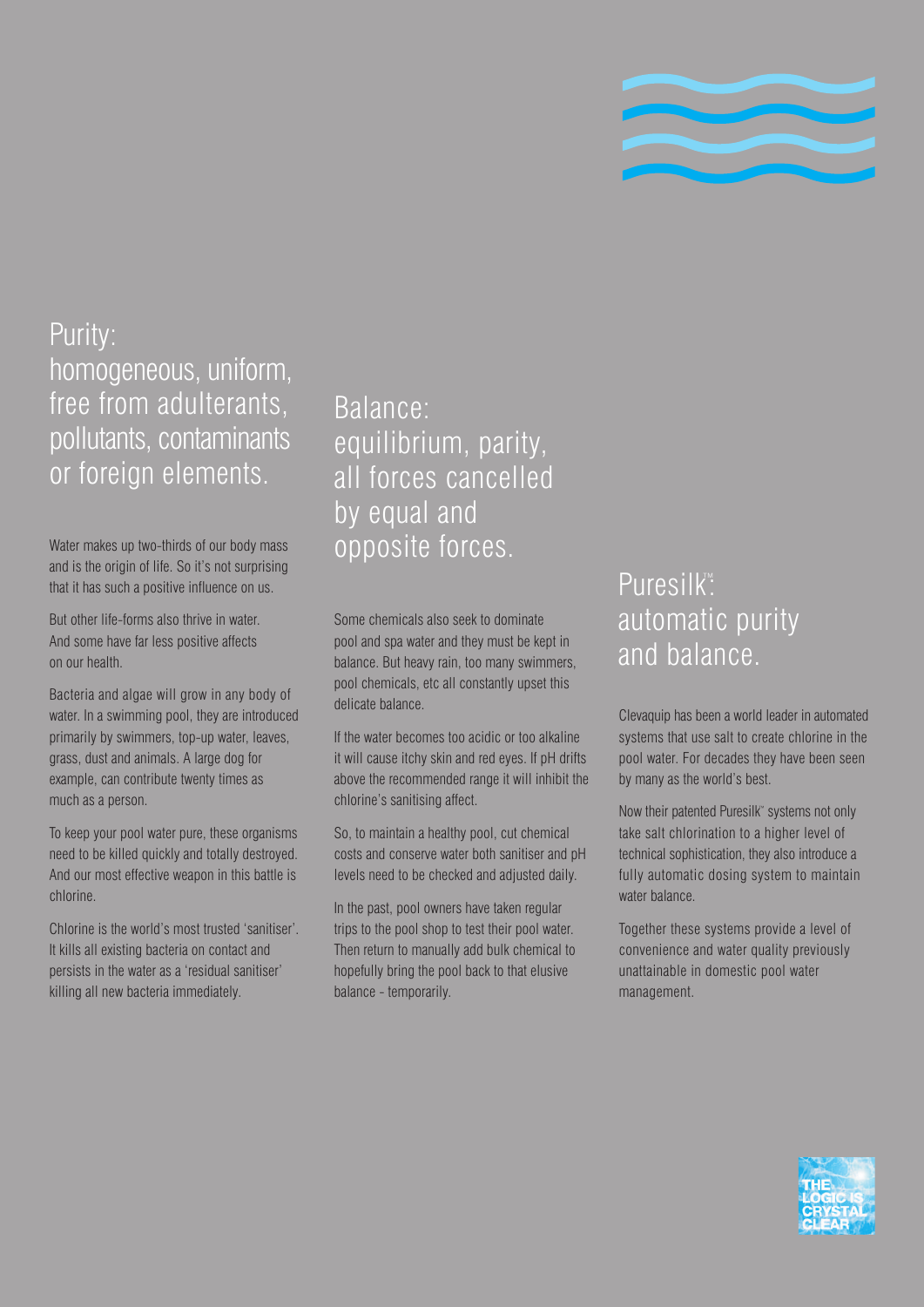## Purity: homogeneous, uniform, free from adulterants, pollutants, contaminants or foreign elements.

Water makes up two-thirds of our body mass and is the origin of life. So it's not surprising that it has such a positive influence on us.

But other life-forms also thrive in water. And some have far less positive affects on our health.

Bacteria and algae will grow in any body of water. In a swimming pool, they are introduced primarily by swimmers, top-up water, leaves, grass, dust and animals. A large dog for example, can contribute twenty times as much as a person.

To keep your pool water pure, these organisms need to be killed quickly and totally destroyed. And our most effective weapon in this battle is chlorine.

Chlorine is the world's most trusted 'sanitiser'. It kills all existing bacteria on contact and persists in the water as a 'residual sanitiser' killing all new bacteria immediately.

## Balance: equilibrium, parity, all forces cancelled by equal and opposite forces.

Some chemicals also seek to dominate pool and spa water and they must be kept in balance. But heavy rain, too many swimmers, pool chemicals, etc all constantly upset this delicate balance.

If the water becomes too acidic or too alkaline it will cause itchy skin and red eyes. If pH drifts above the recommended range it will inhibit the chlorine's sanitising affect.

So, to maintain a healthy pool, cut chemical costs and conserve water both sanitiser and pH levels need to be checked and adjusted daily.

In the past, pool owners have taken regular trips to the pool shop to test their pool water. Then return to manually add bulk chemical to hopefully bring the pool back to that elusive balance - temporarily.

## Puresilk™: automatic purity and balance.

Clevaquip has been a world leader in automated systems that use salt to create chlorine in the pool water. For decades they have been seen by many as the world's best.

Now their patented Puresilk™ systems not only take salt chlorination to a higher level of technical sophistication, they also introduce a fully automatic dosing system to maintain water balance.

Together these systems provide a level of convenience and water quality previously unattainable in domestic pool water management.

THE LOGIC IS CRYSTAL CLEAR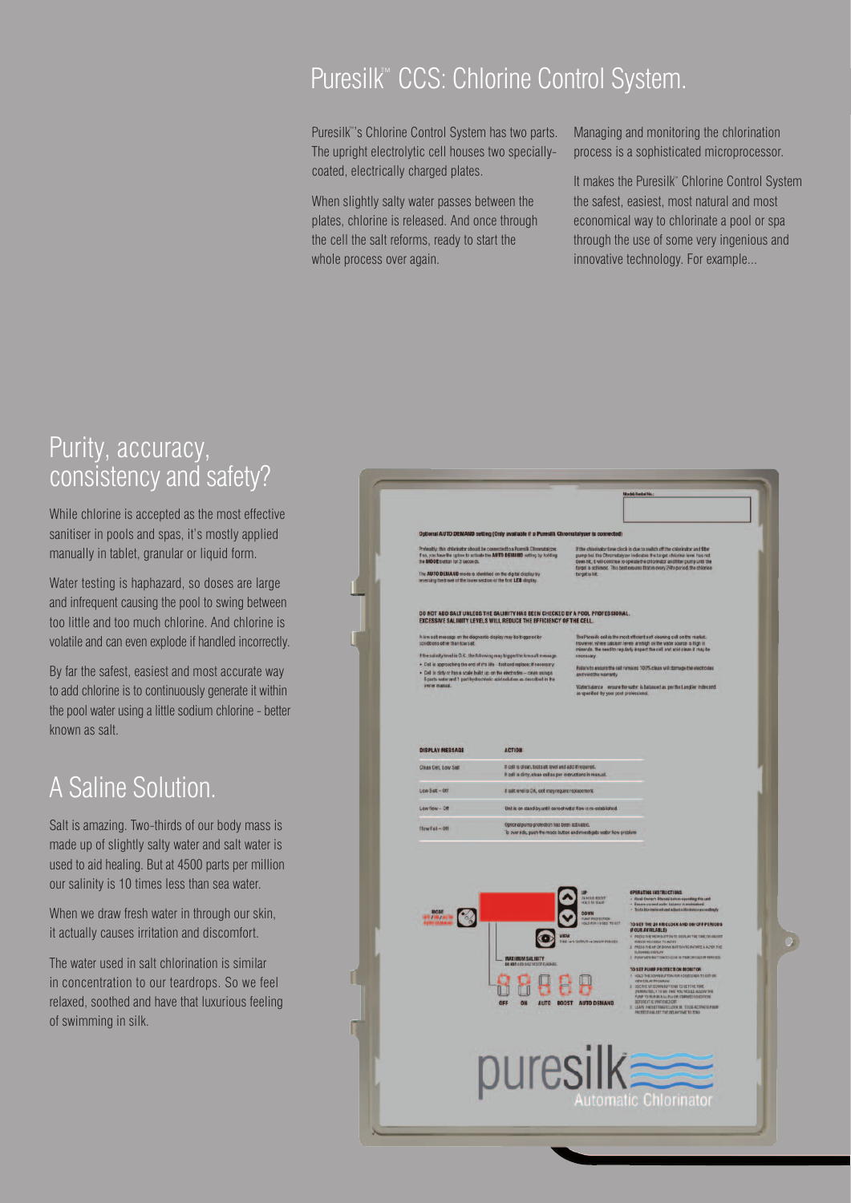# Puresilk™ CCS: Chlorine Control System.

Puresilk™'s Chlorine Control System has two parts. The upright electrolytic cell houses two specially-coated, electrically charged plates.

When slightly salty water passes between the plates, chlorine is released. And once through the cell the salt reforms, ready to start the whole process over again.

Managing and monitoring the chlorination process is a sophisticated microprocessor.

It makes the Puresilk™ Chlorine Control System the safest, easiest, most natural and most economical way to chlorinate a pool or spa through the use of some very ingenious and innovative technology. For example...

## Purity, accuracy, consistency and safety?

While chlorine is accepted as the most effective sanitiser in pools and spas, it's mostly applied manually in tablet, granular or liquid form.

Water testing is haphazard, so doses are large and infrequent causing the pool to swing between too little and too much chlorine. And chlorine is volatile and can even explode if handled incorrectly.

By far the safest, easiest and most accurate way to add chlorine is to continuously generate it within the pool water using a little sodium chlorine - better known as salt.

## A Saline Solution.

Salt is amazing. Two-thirds of our body mass is made up of slightly salty water and salt water is used to aid healing. But at 4500 parts per million our salinity is 10 times less than sea water.

When we draw fresh water in through our skin, it actually causes irritation and discomfort.

The water used in salt chlorination is similar in concentration to our teardrops. So we feel relaxed, soothed and have that luxurious feeling of swimming in silk.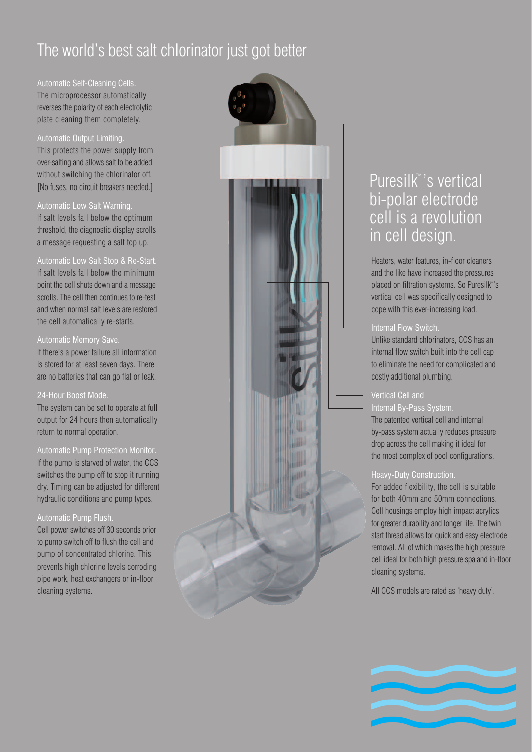# The world's best salt chlorinator just got better

### Automatic Self-Cleaning Cells.

The microprocessor automatically reverses the polarity of each electrolytic plate cleaning them completely.

### Automatic Output Limiting.

This protects the power supply from over-salting and allows salt to be added without switching the chlorinator off. [No fuses, no circuit breakers needed.]

### Automatic Low Salt Warning.

If salt levels fall below the optimum threshold, the diagnostic display scrolls a message requesting a salt top up.

### Automatic Low Salt Stop & Re-Start.

If salt levels fall below the minimum point the cell shuts down and a message scrolls. The cell then continues to re-test and when normal salt levels are restored the cell automatically re-starts.

### Automatic Memory Save.

If there's a power failure all information is stored for at least seven days. There are no batteries that can go flat or leak.

### 24-Hour Boost Mode.

The system can be set to operate at full output for 24 hours then automatically return to normal operation.

### Automatic Pump Protection Monitor.

If the pump is starved of water, the CCS switches the pump off to stop it running dry. Timing can be adjusted for different hydraulic conditions and pump types.

### Automatic Pump Flush.

Cell power switches off 30 seconds prior to pump switch off to flush the cell and pump of concentrated chlorine. This prevents high chlorine levels corroding pipe work, heat exchangers or in-floor cleaning systems.

## Puresilk™'s vertical bi-polar electrode cell is a revolution in cell design.

Heaters, water features, in-floor cleaners and the like have increased the pressures placed on filtration systems. So Puresilk™'s vertical cell was specifically designed to cope with this ever-increasing load.

### Internal Flow Switch.

Unlike standard chlorinators, CCS has an internal flow switch built into the cell cap to eliminate the need for complicated and costly additional plumbing.

### Vertical Cell and Internal By-Pass System.

The patented vertical cell and internal by-pass system actually reduces pressure drop across the cell making it ideal for the most complex of pool configurations.

### Heavy-Duty Construction.

For added flexibility, the cell is suitable for both 40mm and 50mm connections. Cell housings employ high impact acrylics for greater durability and longer life. The twin start thread allows for quick and easy electrode removal. All of which makes the high pressure cell ideal for both high pressure spa and in-floor cleaning systems.

All CCS models are rated as 'heavy duty'.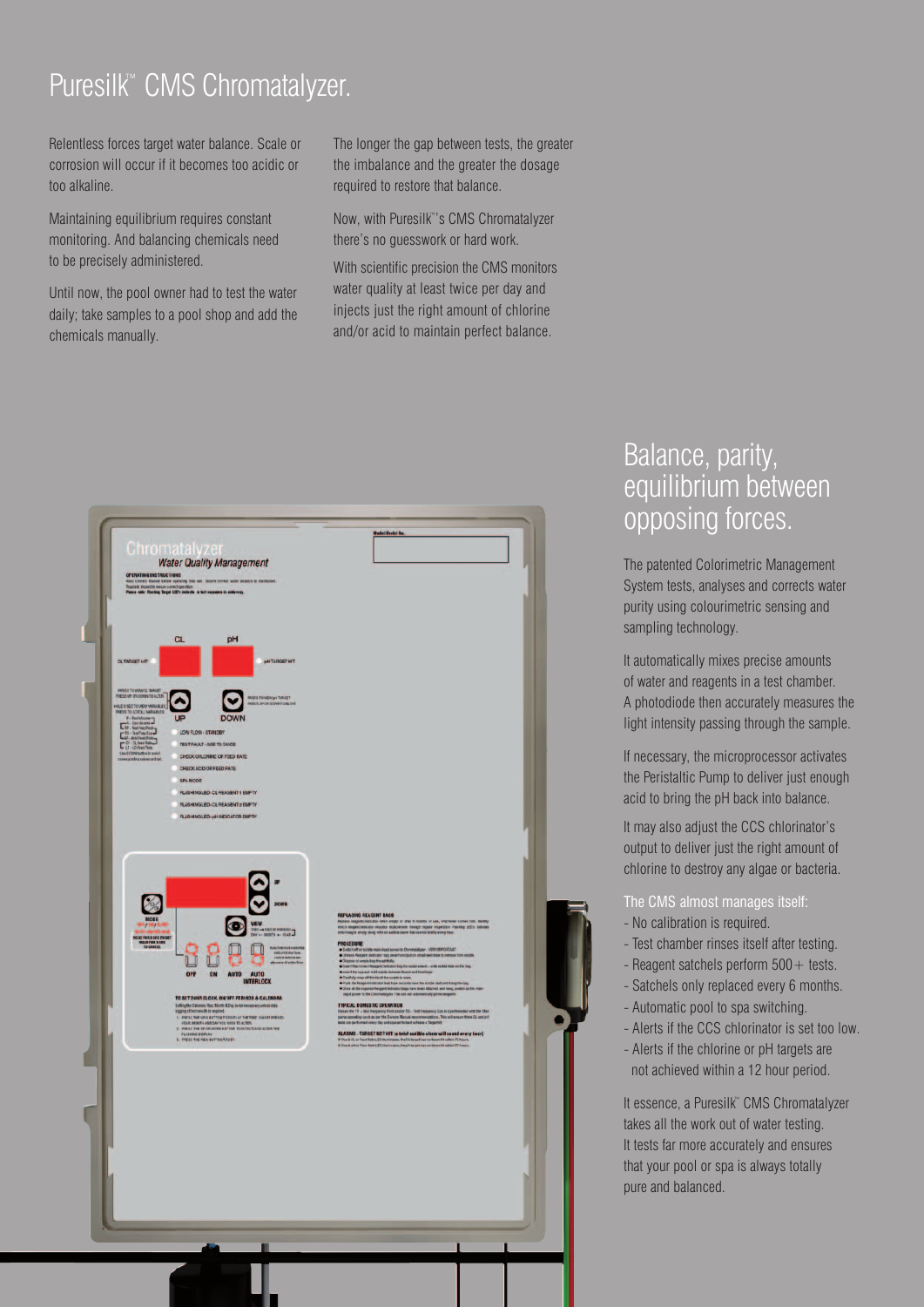# Puresilk™ CMS Chromatalyzer.

Relentless forces target water balance. Scale or corrosion will occur if it becomes too acidic or too alkaline.

Maintaining equilibrium requires constant monitoring. And balancing chemicals need to be precisely administered.

Until now, the pool owner had to test the water daily; take samples to a pool shop and add the chemicals manually.

The longer the gap between tests, the greater the imbalance and the greater the dosage required to restore that balance.

Now, with Puresilk™'s CMS Chromatalyzer there's no guesswork or hard work.

With scientific precision the CMS monitors water quality at least twice per day and injects just the right amount of chlorine and/or acid to maintain perfect balance.

## Balance, parity, equilibrium between opposing forces.

The patented Colorimetric Management System tests, analyses and corrects water purity using colourimetric sensing and sampling technology.

It automatically mixes precise amounts of water and reagents in a test chamber. A photodiode then accurately measures the light intensity passing through the sample.

If necessary, the microprocessor activates the Peristaltic Pump to deliver just enough acid to bring the pH back into balance.

It may also adjust the CCS chlorinator's output to deliver just the right amount of chlorine to destroy any algae or bacteria.

The CMS almost manages itself:

- No calibration is required.
- Test chamber rinses itself after testing.
- Reagent satchels perform 500+ tests.
- Satchels only replaced every 6 months.
- Automatic pool to spa switching.
- Alerts if the CCS chlorinator is set too low.
- Alerts if the chlorine or pH targets are not achieved within a 12 hour period.

It essence, a Puresilk™ CMS Chromatalyzer takes all the work out of water testing. It tests far more accurately and ensures that your pool or spa is always totally pure and balanced.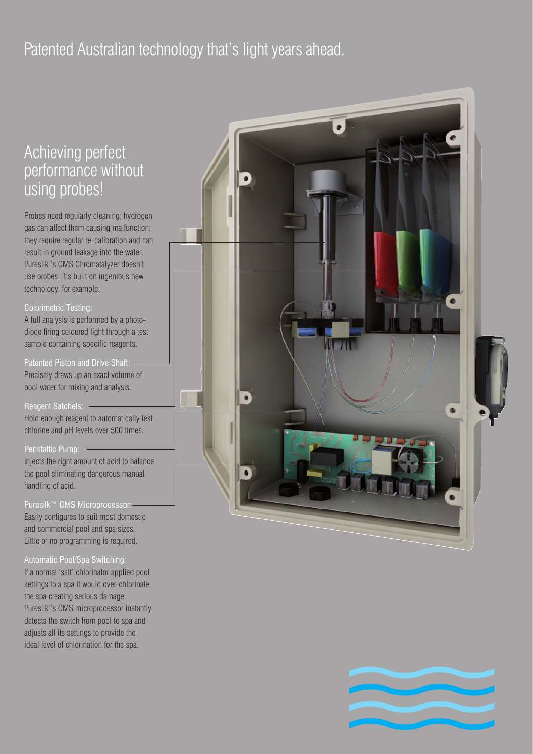# Patented Australian technology that's light years ahead.

## Achieving perfect performance without using probes!

Probes need regularly cleaning; hydrogen gas can affect them causing malfunction; they require regular re-calibration and can result in ground leakage into the water. Puresilk™'s CMS Chromatalyzer doesn't use probes, it's built on ingenious new technology, for example:

Colorimetric Testing:
A full analysis is performed by a photo-diode firing coloured light through a test sample containing specific reagents.

Patented Piston and Drive Shaft:
Precisely draws up an exact volume of pool water for mixing and analysis.

Reagent Satchels:
Hold enough reagent to automatically test chlorine and pH levels over 500 times.

Peristaltic Pump:
Injects the right amount of acid to balance the pool eliminating dangerous manual handling of acid.

Puresilk™ CMS Microprocessor:
Easily configures to suit most domestic and commercial pool and spa sizes. Little or no programming is required.

Automatic Pool/Spa Switching:
If a normal 'salt' chlorinator applied pool settings to a spa it would over-chlorinate the spa creating serious damage. Puresilk™'s CMS microprocessor instantly detects the switch from pool to spa and adjusts all its settings to provide the ideal level of chlorination for the spa.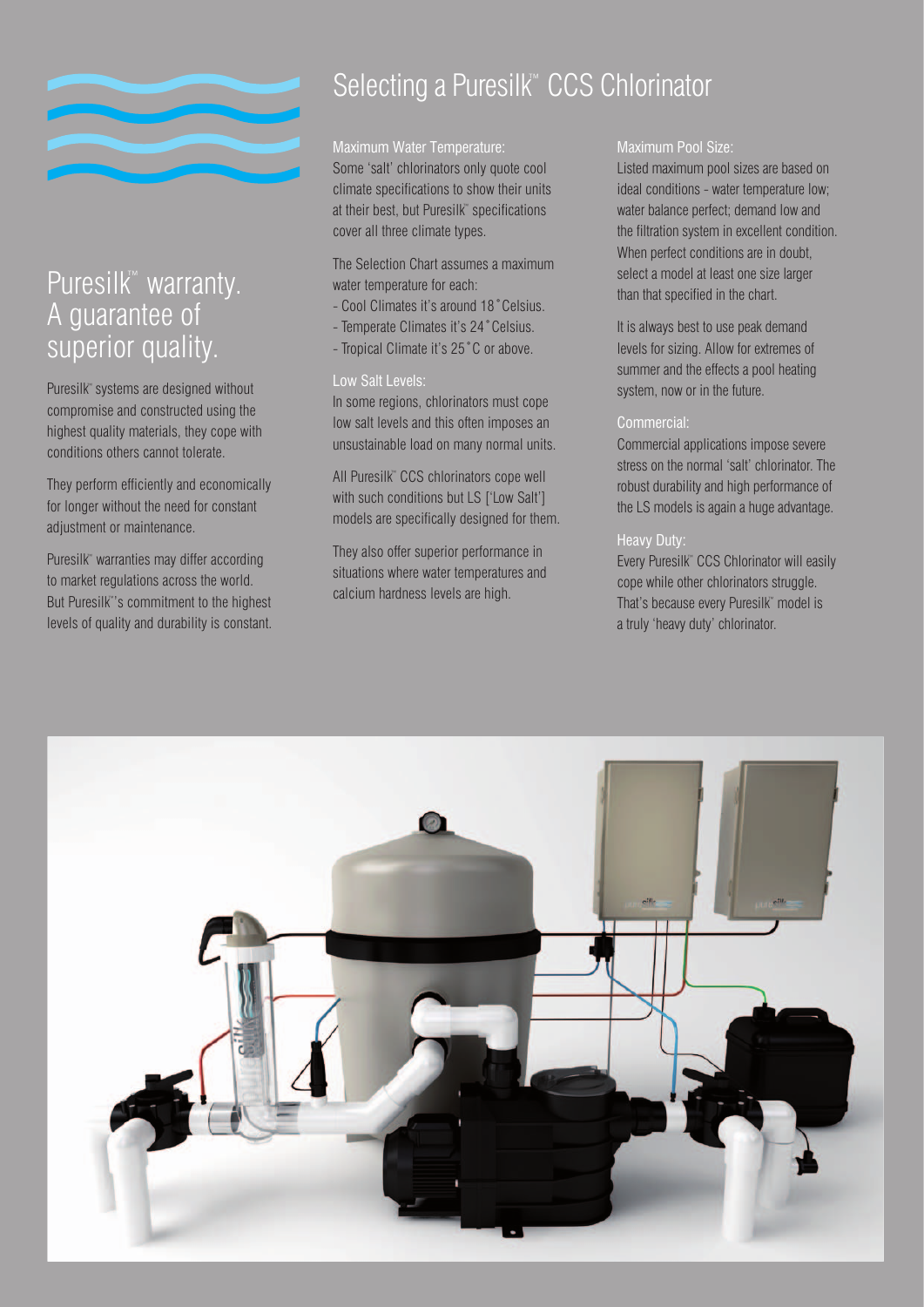## Puresilk™ warranty. A guarantee of superior quality.

Puresilk™ systems are designed without compromise and constructed using the highest quality materials, they cope with conditions others cannot tolerate.

They perform efficiently and economically for longer without the need for constant adjustment or maintenance.

Puresilk™ warranties may differ according to market regulations across the world. But Puresilk™'s commitment to the highest levels of quality and durability is constant.

# Selecting a Puresilk™ CCS Chlorinator

### Maximum Water Temperature:

Some 'salt' chlorinators only quote cool climate specifications to show their units at their best, but Puresilk™ specifications cover all three climate types.

The Selection Chart assumes a maximum water temperature for each:

- Cool Climates it's around 18˚Celsius.
- Temperate Climates it's 24˚Celsius.
- Tropical Climate it's 25˚C or above.

### Low Salt Levels:

In some regions, chlorinators must cope low salt levels and this often imposes an unsustainable load on many normal units.

All Puresilk™ CCS chlorinators cope well with such conditions but LS ['Low Salt'] models are specifically designed for them.

They also offer superior performance in situations where water temperatures and calcium hardness levels are high.

### Maximum Pool Size:

Listed maximum pool sizes are based on ideal conditions - water temperature low; water balance perfect; demand low and the filtration system in excellent condition. When perfect conditions are in doubt, select a model at least one size larger than that specified in the chart.

It is always best to use peak demand levels for sizing. Allow for extremes of summer and the effects a pool heating system, now or in the future.

### Commercial:

Commercial applications impose severe stress on the normal 'salt' chlorinator. The robust durability and high performance of the LS models is again a huge advantage.

### Heavy Duty:

Every Puresilk™ CCS Chlorinator will easily cope while other chlorinators struggle. That's because every Puresilk™ model is a truly 'heavy duty' chlorinator.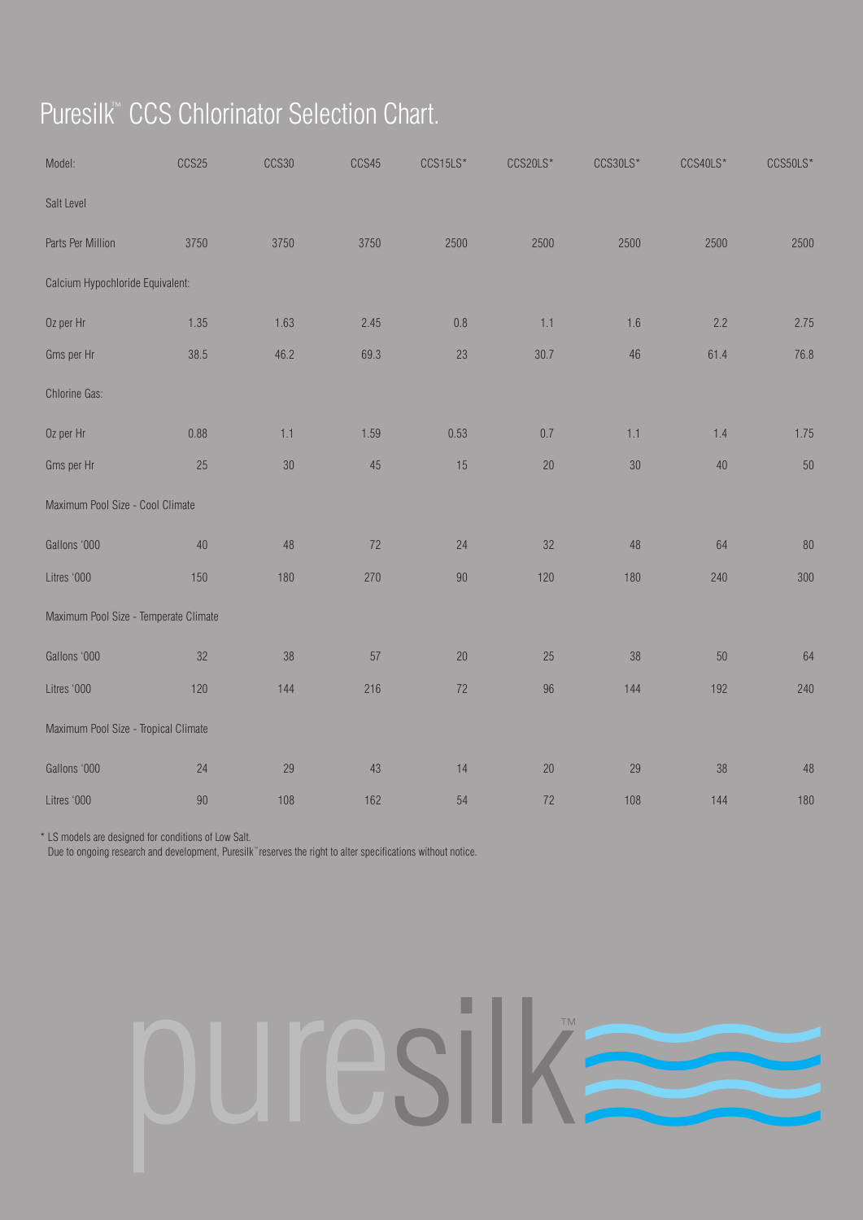# Puresilk™ CCS Chlorinator Selection Chart.

| Model: | CCS25 | CCS30 | CCS45 | CCS15LS* | CCS20LS* | CCS30LS* | CCS40LS* | CCS50LS* |
|---|---|---|---|---|---|---|---|---|
| Salt Level | | | | | | | | |
| Parts Per Million | 3750 | 3750 | 3750 | 2500 | 2500 | 2500 | 2500 | 2500 |
| Calcium Hypochloride Equivalent: | | | | | | | | |
| Oz per Hr | 1.35 | 1.63 | 2.45 | 0.8 | 1.1 | 1.6 | 2.2 | 2.75 |
| Gms per Hr | 38.5 | 46.2 | 69.3 | 23 | 30.7 | 46 | 61.4 | 76.8 |
| Chlorine Gas: | | | | | | | | |
| Oz per Hr | 0.88 | 1.1 | 1.59 | 0.53 | 0.7 | 1.1 | 1.4 | 1.75 |
| Gms per Hr | 25 | 30 | 45 | 15 | 20 | 30 | 40 | 50 |
| Maximum Pool Size - Cool Climate | | | | | | | | |
| Gallons '000 | 40 | 48 | 72 | 24 | 32 | 48 | 64 | 80 |
| Litres '000 | 150 | 180 | 270 | 90 | 120 | 180 | 240 | 300 |
| Maximum Pool Size - Temperate Climate | | | | | | | | |
| Gallons '000 | 32 | 38 | 57 | 20 | 25 | 38 | 50 | 64 |
| Litres '000 | 120 | 144 | 216 | 72 | 96 | 144 | 192 | 240 |
| Maximum Pool Size - Tropical Climate | | | | | | | | |
| Gallons '000 | 24 | 29 | 43 | 14 | 20 | 29 | 38 | 48 |
| Litres '000 | 90 | 108 | 162 | 54 | 72 | 108 | 144 | 180 |

\* LS models are designed for conditions of Low Salt.
Due to ongoing research and development, Puresilk™ reserves the right to alter specifications without notice.

puresilk™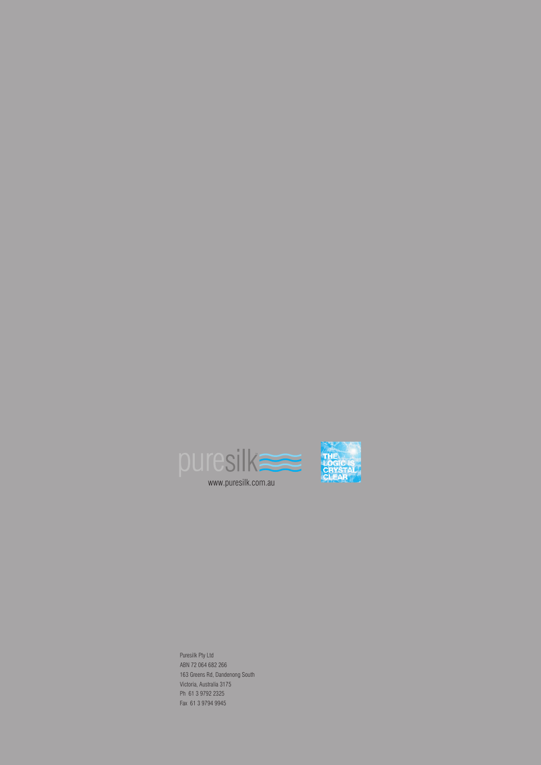puresilk

www.puresilk.com.au

THE LOGIC IS CRYSTAL CLEAR

Puresilk Pty Ltd
ABN 72 064 682 266
163 Greens Rd, Dandenong South
Victoria, Australia 3175
Ph 61 3 9792 2325
Fax 61 3 9794 9945